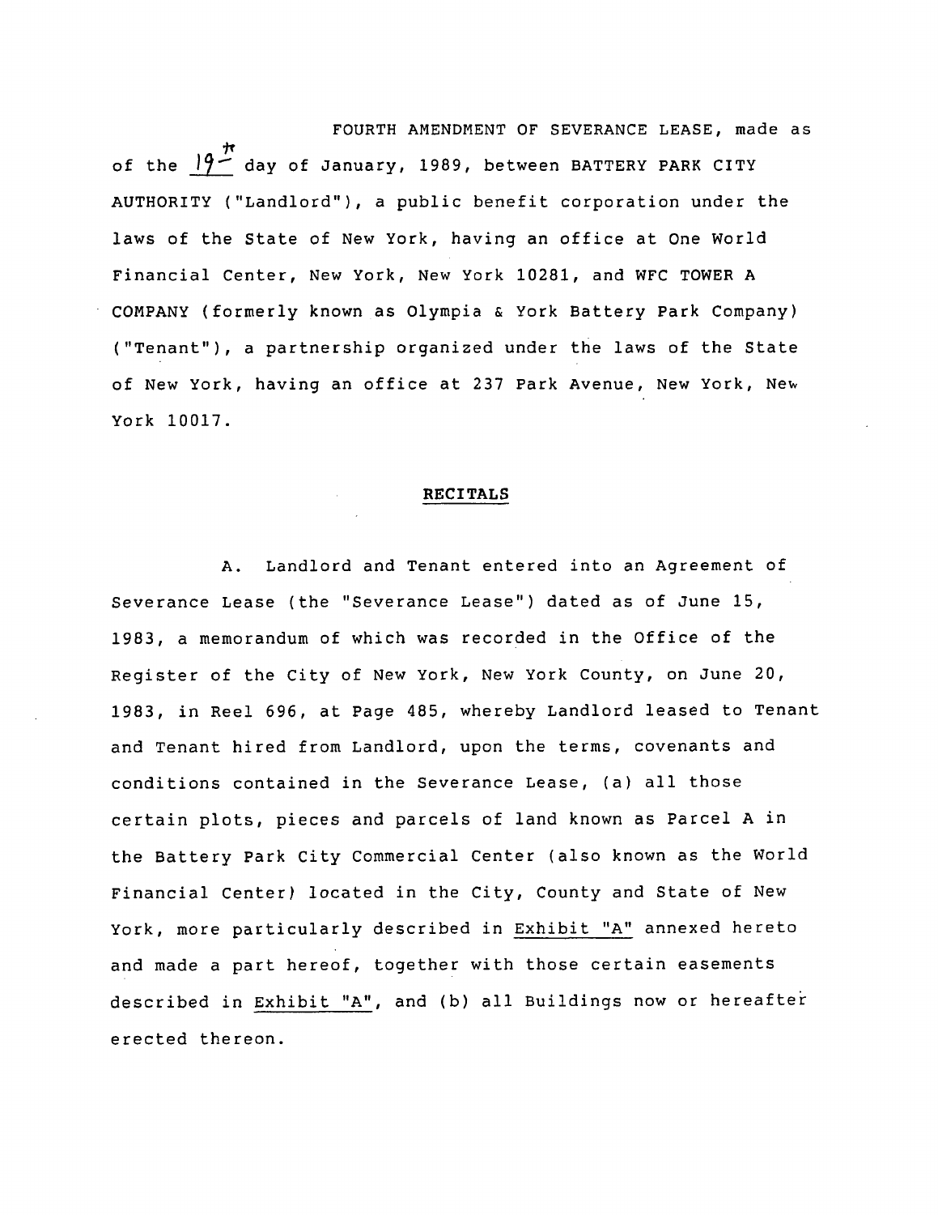FOURTH AMENDMENT OF SEVERANCE LASE, made as of the 19th day of January, 1989, between BATTERY PARK CITY AUTHORITY ("Landlord"), a public benefit corporation under the laws of the State of New York, having an office at One World Financial Center, New York, New York 10281, and WFC TOWER A COMPANY (formerly known as Olympia & York Battery Park Company) ("Tenant"), a partnership organized under the laws of the State of New York, having an office at 237 Park Avenue, New York, New York 10017.

## RECITALS

A. Landlord and Tenant entered into an Agreement of Severance Lease (the "Severance Lease") dated as of June 15, 1983, a memorandum of which was recorded in the Office of the Register of the City of New York, New York County, on June 20, 1983, in Reel 696, at Page 485, whereby Landlord leased to Tenant and Tenant hired from Landlord, upon the terms, covenants and conditions contained in the Severance Lease, (a) all those certain plots, pieces and parcels of land known as Parcel A in the Battery Park City Commercial Center (also known as the World Financial Center) located in the City, County and State of New York, more particularly described in Exhibit "A" annexed hereto and made a part hereof, together with those certain easements described in Exhibit "A", and (b) all Buildings now or hereafter erected thereon.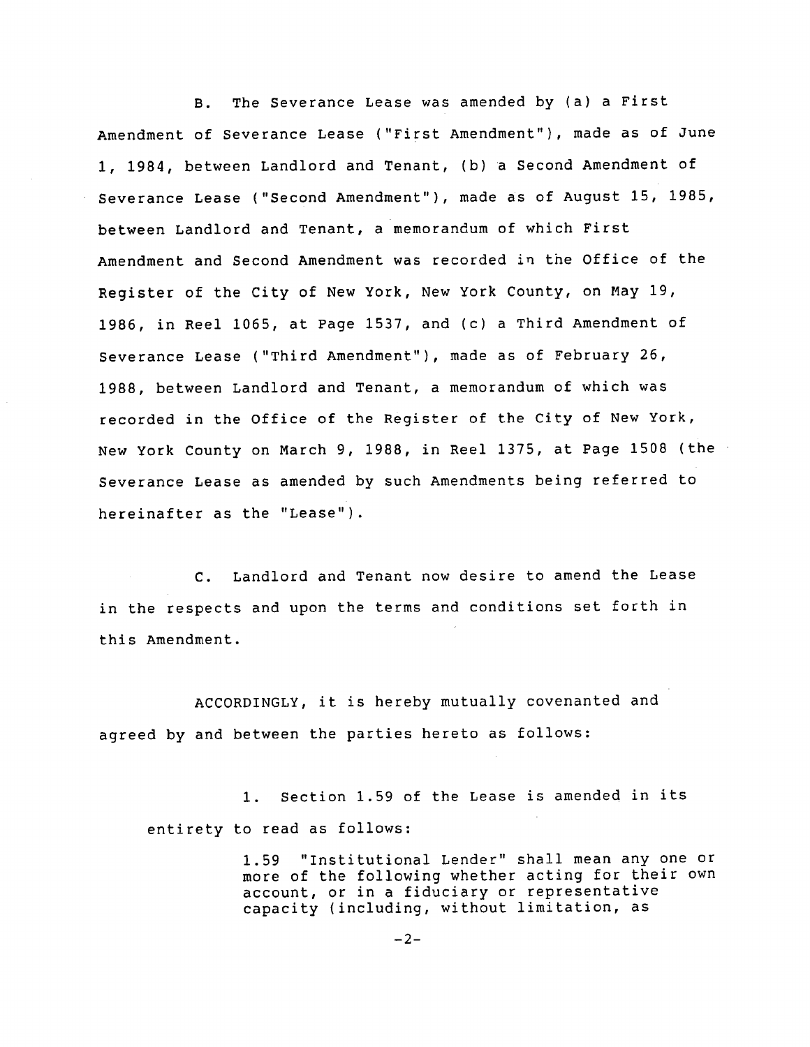B. The Severance Lease was amended by (a) a First Amendment of Severance Lease ("First Amendment"), made as of June 1, 1984, between Landlord and Tenant, (b) a Second Amendment of Severance Lease ("Second Amendment"), made as of August 15, 1985, between Landlord and Tenant, a memorandum of which First Amendment and Second Amendment was recorded in the Office of the Register of the City of New York, New York County, on May 19, 1986, in Reel 1065, at Page 1537, and (c) a Third Amendment of Severance Lease ("Third Amendment"), made as of February 26, 1988, between Landlord and Tenant, a memorandum of which was recorded in the Office of the Register of the City of New York, New York County on March 9, 1988, in Reel 1375, at Page 1508 (the Severance Lease as amended by such Amendments being referred to hereinafter as the "Lease").

C. Landlord and Tenant now desire to amend the Lease in the respects and upon the terms and conditions set forth in this Amendment.

ACCORDINGLY, it is hereby mutually covenanted and agreed by and between the parties hereto as follows:

1. Section 1.59 of the Lease is amended in its entirety to read as follows:

> 1.59 "Institutional Lender" shall mean any one or more of the following whether acting for their own account, or in a fiduciary or representative capacity (including, without limitation, as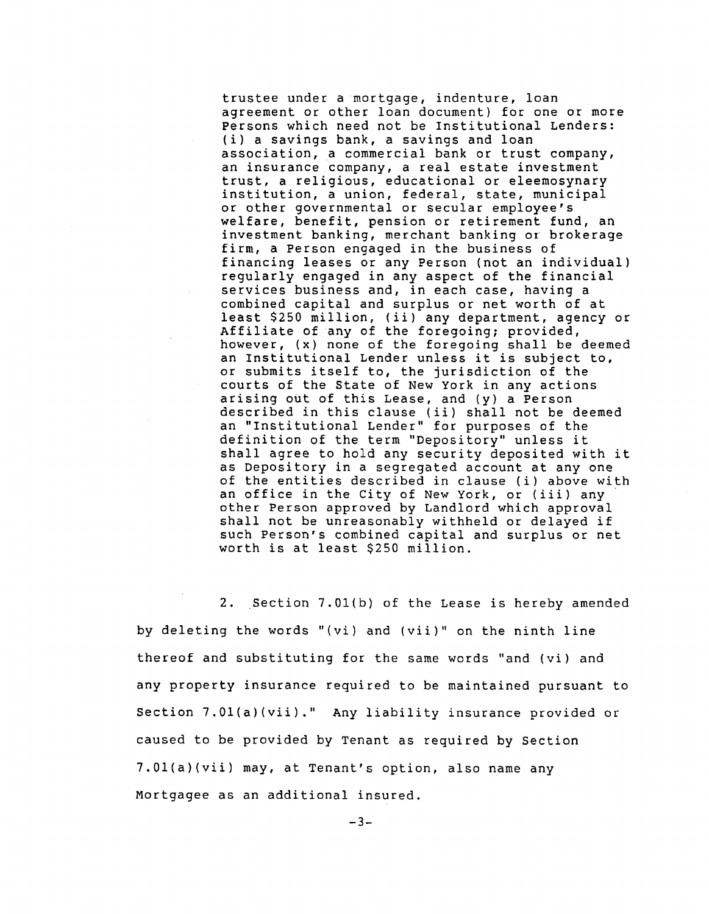trustee under a mortgage, indenture, loan agreement or other loan document) for one or more Persons which need not be Institutional Lenders: (i) a savings bank, a savings and loan association, a commercial bank or trust company, an insurance company, a real estate investment trust, a religious, educational or eleemosynary institution, a union, federal, state, municipal or other governmental or secular employee's welfare, benefit, pension or retirement fund, an investment banking, merchant banking or brokerage firm, a Person engaged in the business of financing leases or any Person (not an individual) regularly engaged in any aspect of the financial services business and, in each case, having a combined capital and surplus or net worth of at least $250 million, (ii) any department, agency or Affiliate of any of the foregoing; provided, however, (x) none of the foregoing shall be deemed an Institutional Lender unless it is subject to, or submits itself to, the jurisdiction of the courts of the State of New York in any actions arising out of this Lease, and (y) a Person described in this clause (ii) shall not be deemed an "Institutional Lender" for purposes of the definition of the term "Depository" unless it shall agree to hold any security deposited with it as Depository in a segregated account at any one of the entities described in clause (i) above with an office in the City of New York, or (iii) any other Person approved by Landlord which approval shall not be unreasonably withheld or delayed if such Person's combined capital and surplus or net worth is at least $250 million.

2. Section 7.01(b) of the Lease is hereby amended by deleting the words "(vi) and (vii)" on the ninth line thereof and substituting for the same words "and (vi) and any property insurance required to be maintained pursuant to Section 7.01(a)(vii)." Any liability insurance provided or caused to be provided by Tenant as required by Section 7.01(a)(vii) may, at Tenant's option, also name any Mortgagee as an additional insured.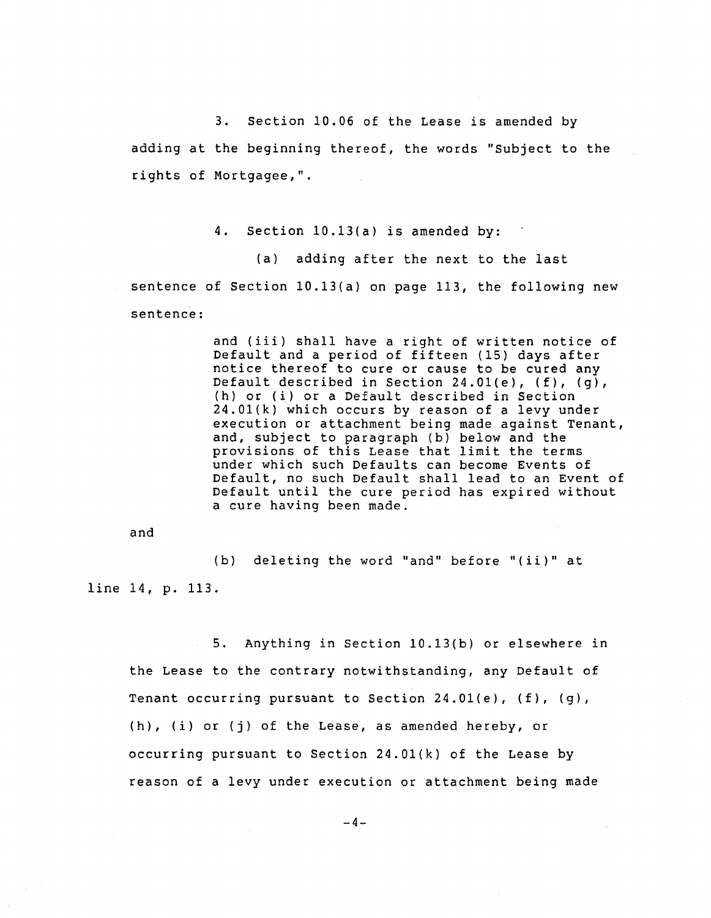3. Section 10.06 of the Lease is amended by adding at the beginning thereof, the words "Subject to the rights of Mortgagee,".

4. Section 10.13(a) is amended by:

(a) adding after the next to the last sentence of Section 10.13(a) on page 113, the following new sentence:

> and (iii) shall have a right of written notice of Default and a period of fifteen (15) days after notice thereof to cure or cause to be cured any Default described in Section 24.01(e), (f), (g), (h) or (i) or a Default described in Section 24.01(k) which occurs by reason of a levy under execution or attachment being made against Tenant, and, subject to paragraph (b) below and the provisions of this Lease that limit the terms under which such Defaults can become Events of Default, no such Default shall lead to an Event of Default until the cure period has expired without a cure having been made.

and

(b) deleting the word "and" before "(ii)" at line 14, p. 113.

5. Anything in Section 10.13(b) or elsewhere in the Lease to the contrary notwithstanding, any Default of Tenant occurring pursuant to Section 24.01(e), (f), (g), (h), (i) or (j) of the Lease, as amended hereby, or occurring pursuant to Section 24.01(k) of the Lease by reason of a levy under execution or attachment being made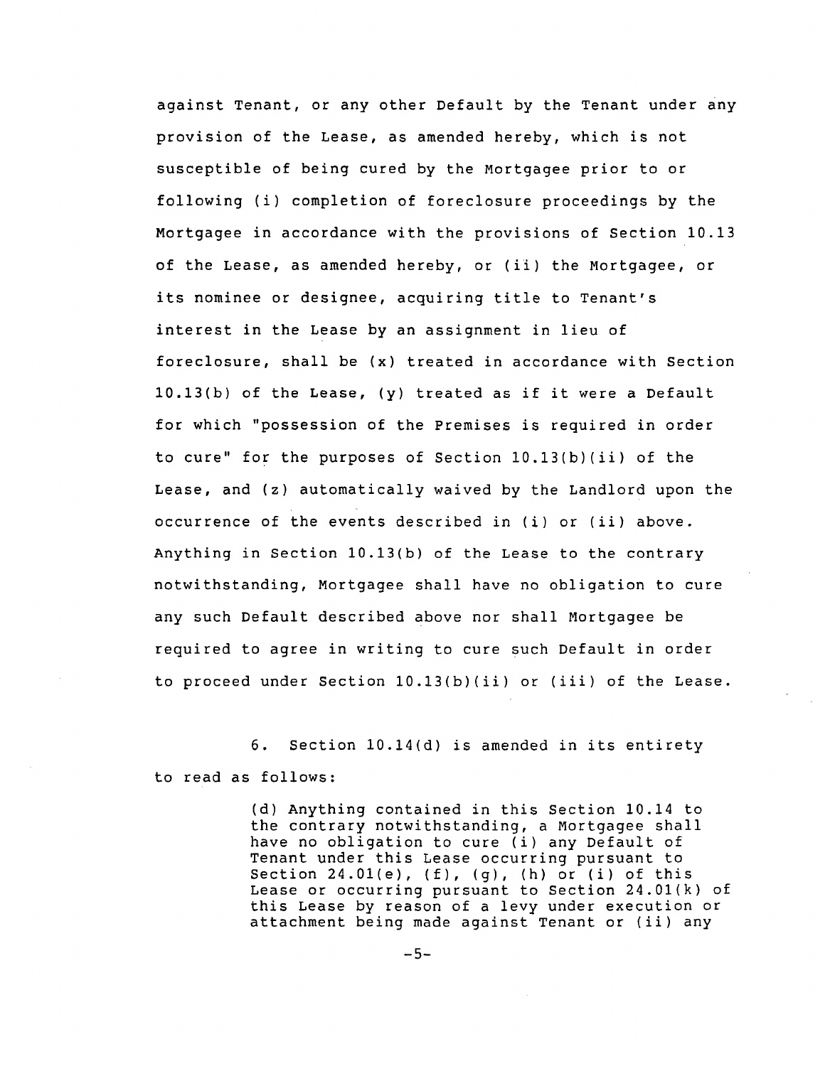against Tenant, or any other Default by the Tenant under any provision of the Lease, as amended hereby, which is not susceptible of being cured by the Mortgagee prior to or following (i) completion of foreclosure proceedings by the Mortgagee in accordance with the provisions of Section 10.13 of the Lease, as amended hereby, or (ii) the Mortgagee, or its nominee or designee, acquiring title to Tenant's interest in the Lease by an assignment in lieu of foreclosure, shall be (x) treated in accordance with Section 10.13(b) of the Lease, (y) treated as if it were a Default for which "possession of the Premises is required in order to cure" for the purposes of Section 10.13(b)(ii) of the Lease, and (z) automatically waived by the Landlord upon the occurrence of the events described in (i) or (ii) above. Anything in Section 10.13(b) of the Lease to the contrary notwithstanding, Mortgagee shall have no obligation to cure any such Default described above nor shall Mortgagee be required to agree in writing to cure such Default in order to proceed under Section 10.13(b)(ii) or (iii) of the Lease.

6. Section 10.14(d) is amended in its entirety to read as follows:

> (d) Anything contained in this Section 10.14 to the contrary notwithstanding, a Mortgagee shall have no obligation to cure (i) any Default of Tenant under this Lease occurring pursuant to Section 24.01(e), (f), (g), (h) or (i) of this Lease or occurring pursuant to Section 24.01(k) of this Lease by reason of a levy under execution or attachment being made against Tenant or (ii) any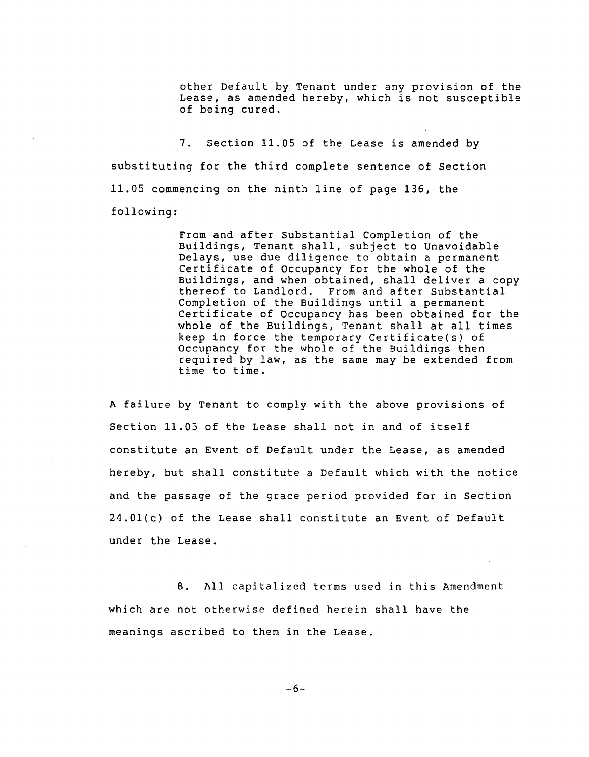other Default by Tenant under any provision of the Lease, as amended hereby, which is not susceptible of being cured.

7. Section 11.05 of the Lease is amended by substituting for the third complete sentence of Section 11.05 commencing on the ninth line of page 136, the following:

> From and after Substantial Completion of the Buildings, Tenant shall, subject to Unavoidable Delays, use due diligence to obtain a permanent Certificate of Occupancy for the whole of the Buildings, and when obtained, shall deliver a copy thereof to Landlord. From and after Substantial Completion of the Buildings until a permanent Certificate of Occupancy has been obtained for the whole of the Buildings, Tenant shall at all times keep in force the temporary Certificate(s) of Occupancy for the whole of the Buildings then required by law, as the same may be extended from time to time.

A failure by Tenant to comply with the above provisions of Section 11.05 of the Lease shall not in and of itself constitute an Event of Default under the Lease, as amended hereby, but shall constitute a Default which with the notice and the passage of the grace period provided for in Section 24.01(c) of the Lease shall constitute an Event of Default under the Lease.

8. All capitalized terms used in this Amendment which are not otherwise defined herein shall have the meanings ascribed to them in the Lease.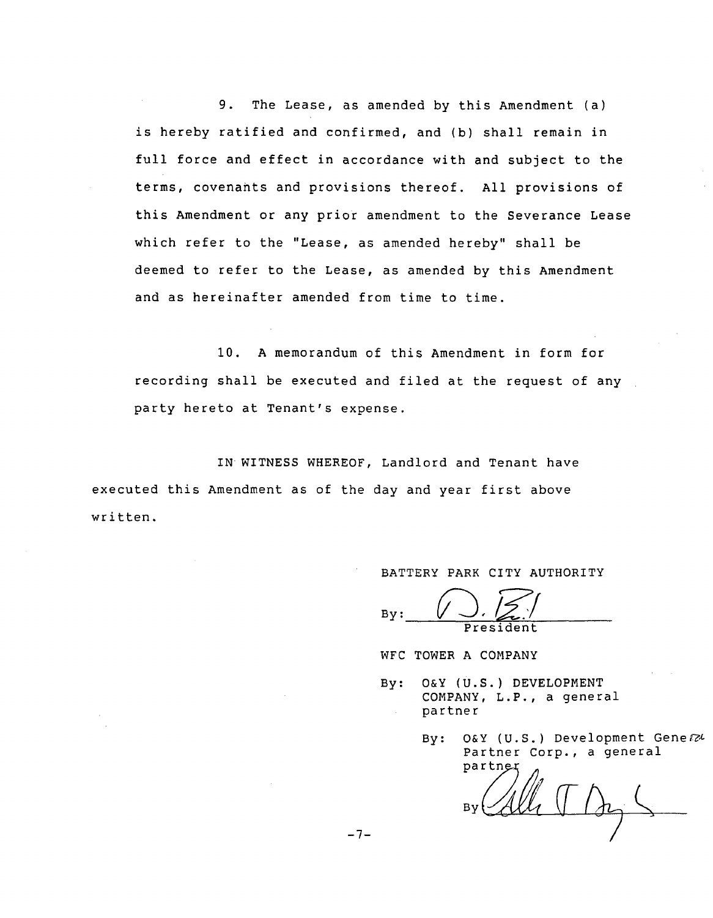9. The Lease, as amended by this Amendment (a) is hereby ratified and confirmed, and (b) shall remain in full force and effect in accordance with and subject to the terms, covenants and provisions thereof. All provisions of this Amendment or any prior amendment to the Severance Lease which refer to the "Lease, as amended hereby" shall be deemed to refer to the Lease, as amended by this Amendment and as hereinafter amended from time to time.

10. A memorandum of this Amendment in form for recording shall be executed and filed at the request of any party hereto at Tenant's expense.

IN WITNESS WHEREOF, Landlord and Tenant have executed this Amendment as of the day and year first above written.

BATTERY PARK CITY AUTHORITY

By: ______________________
President

WFC TOWER A COMPANY

By: O&Y (U.S.) DEVELOPMENT COMPANY, L.P., a general partner

By: O&Y (U.S.) Development General Partner Corp., a general partner

By ______________________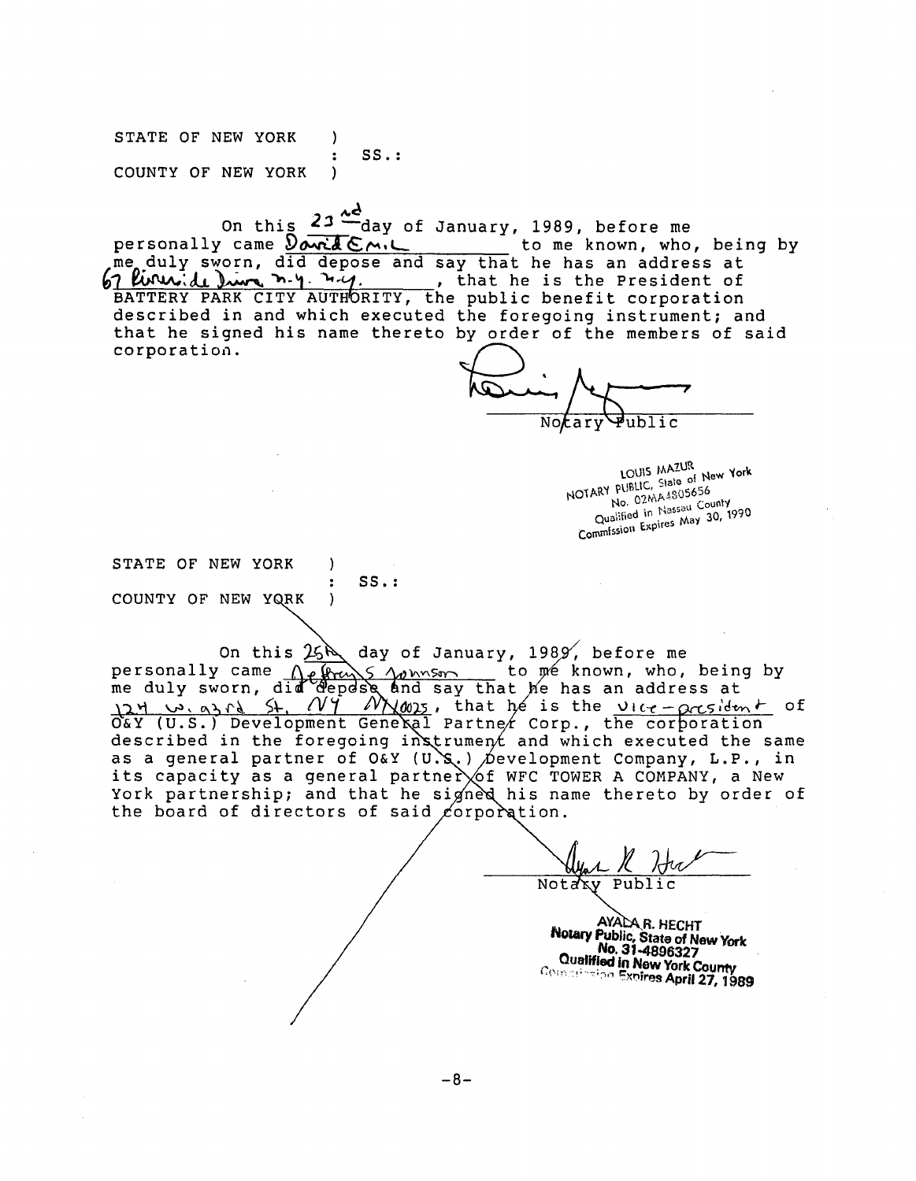STATE OF NEW YORK )
: SS.:
COUNTY OF NEW YORK )

On this 23rd day of January, 1989, before me personally came David Emil to me known, who, being by me duly sworn, did depose and say that he has an address at 67 Riverside Drive N.Y. N.Y., that he is the President of BATTERY PARK CITY AUTHORITY, the public benefit corporation described in and which executed the foregoing instrument; and that he signed his name thereto by order of the members of said corporation.

Notary Public

LOUIS MAZUR
NOTARY PUBLIC, State of New York
No. 02MA4805656
Qualified in Nassau County
Commission Expires May 30, 1990

STATE OF NEW YORK )
: SS.:
COUNTY OF NEW YORK )

On this 25th day of January, 1989, before me personally came Jeffrey S Johnson to me known, who, being by me duly sworn, did depose and say that he has an address at 124 W. 23rd St. NY NY 10025, that he is the vice-president of O&Y (U.S.) Development General Partner Corp., the corporation described in the foregoing instrument and which executed the same as a general partner of O&Y (U.S.) Development Company, L.P., in its capacity as a general partner of WFC TOWER A COMPANY, a New York partnership; and that he signed his name thereto by order of the board of directors of said corporation.

Notary Public

AYALA R. HECHT
Notary Public, State of New York
No. 31-4896327
Qualified in New York County
Commission Expires April 27, 1989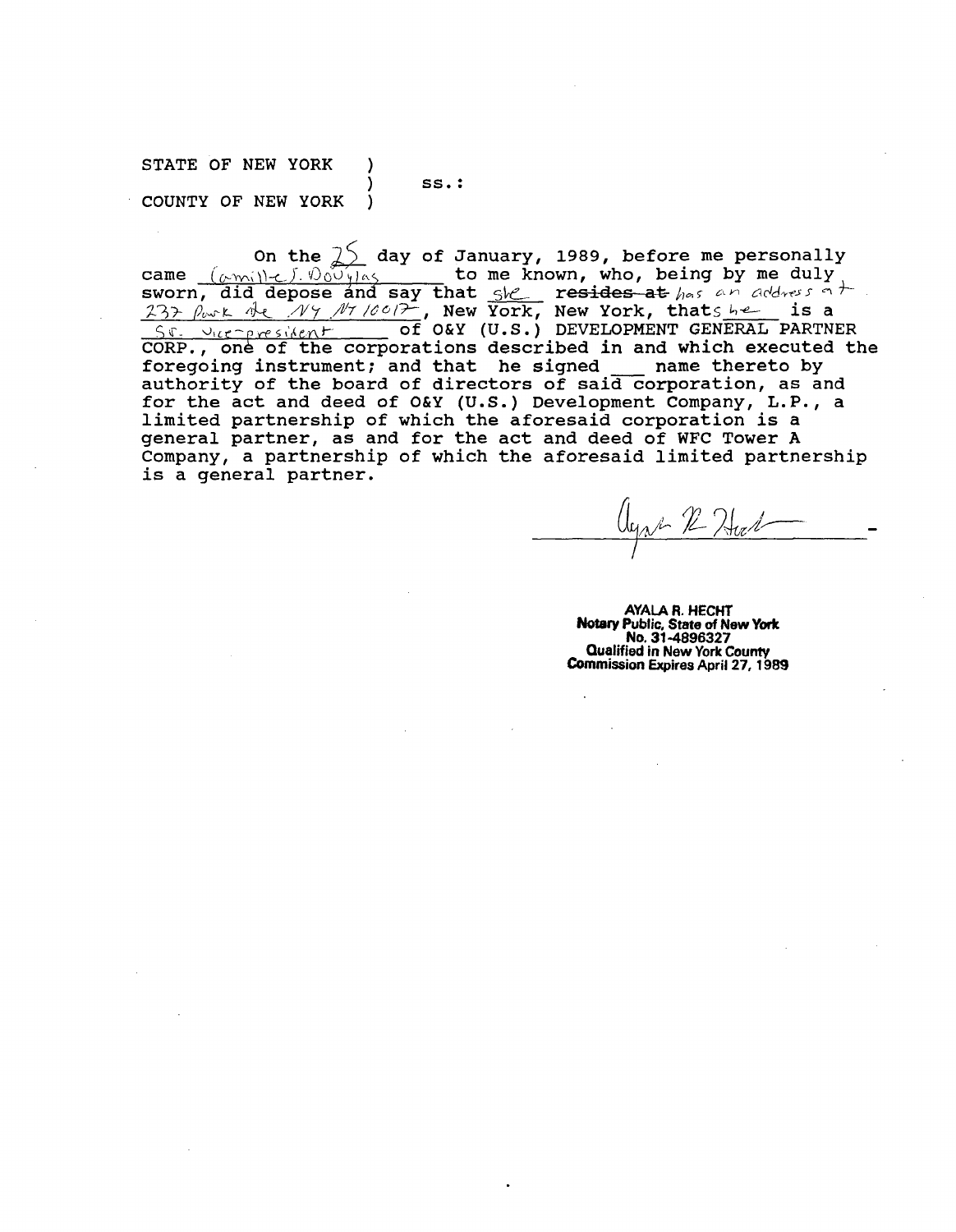STATE OF NEW YORK )
) ss.:
COUNTY OF NEW YORK )

On the 25 day of January, 1989, before me personally came Camille J. Douglas to me known, who, being by me duly sworn, did depose and say that she ~~resides at~~ has an address at 237 Park Ave NY NY 10017, New York, New York, that she is a Sr. Vice-president of O&Y (U.S.) DEVELOPMENT GENERAL PARTNER CORP., one of the corporations described in and which executed the foregoing instrument; and that he signed ___ name thereto by authority of the board of directors of said corporation, as and for the act and deed of O&Y (U.S.) Development Company, L.P., a limited partnership of which the aforesaid corporation is a general partner, as and for the act and deed of WFC Tower A Company, a partnership of which the aforesaid limited partnership is a general partner.

Ayala R. Hecht

**AYALA R. HECHT**
**Notary Public, State of New York**
**No. 31-4896327**
**Qualified in New York County**
**Commission Expires April 27, 1989**